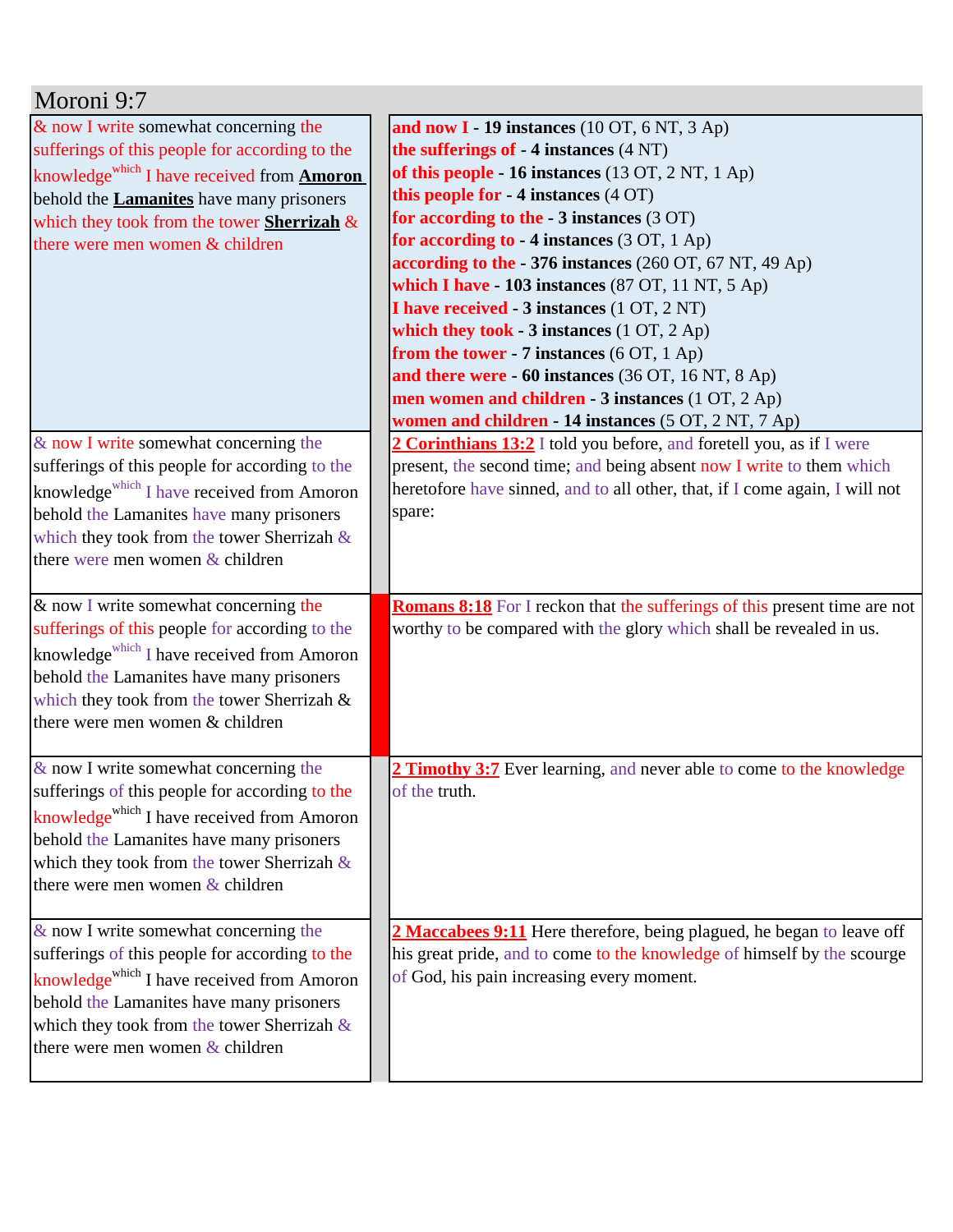# Moroni 9:7

| | |
|---|---|
| & now I write somewhat concerning the sufferings of this people for according to the knowledge[which] I have received from **Amoron** behold the **Lamanites** have many prisoners which they took from the tower **Sherrizah** & there were men women & children | **and now I - 19 instances** (10 OT, 6 NT, 3 Ap)<br>**the sufferings of - 4 instances** (4 NT)<br>**of this people - 16 instances** (13 OT, 2 NT, 1 Ap)<br>**this people for - 4 instances** (4 OT)<br>**for according to the - 3 instances** (3 OT)<br>**for according to - 4 instances** (3 OT, 1 Ap)<br>**according to the - 376 instances** (260 OT, 67 NT, 49 Ap)<br>**which I have - 103 instances** (87 OT, 11 NT, 5 Ap)<br>**I have received - 3 instances** (1 OT, 2 NT)<br>**which they took - 3 instances** (1 OT, 2 Ap)<br>**from the tower - 7 instances** (6 OT, 1 Ap)<br>**and there were - 60 instances** (36 OT, 16 NT, 8 Ap)<br>**men women and children - 3 instances** (1 OT, 2 Ap)<br>**women and children - 14 instances** (5 OT, 2 NT, 7 Ap) |
| & now I write somewhat concerning the sufferings of this people for according to the knowledge[which] I have received from Amoron behold the Lamanites have many prisoners which they took from the tower Sherrizah & there were men women & children | **2 Corinthians 13:2** I told you before, and foretell you, as if I were present, the second time; and being absent now I write to them which heretofore have sinned, and to all other, that, if I come again, I will not spare: |
| & now I write somewhat concerning the sufferings of this people for according to the knowledge[which] I have received from Amoron behold the Lamanites have many prisoners which they took from the tower Sherrizah & there were men women & children | **Romans 8:18** For I reckon that the sufferings of this present time are not worthy to be compared with the glory which shall be revealed in us. |
| & now I write somewhat concerning the sufferings of this people for according to the knowledge[which] I have received from Amoron behold the Lamanites have many prisoners which they took from the tower Sherrizah & there were men women & children | **2 Timothy 3:7** Ever learning, and never able to come to the knowledge of the truth. |
| & now I write somewhat concerning the sufferings of this people for according to the knowledge[which] I have received from Amoron behold the Lamanites have many prisoners which they took from the tower Sherrizah & there were men women & children | **2 Maccabees 9:11** Here therefore, being plagued, he began to leave off his great pride, and to come to the knowledge of himself by the scourge of God, his pain increasing every moment. |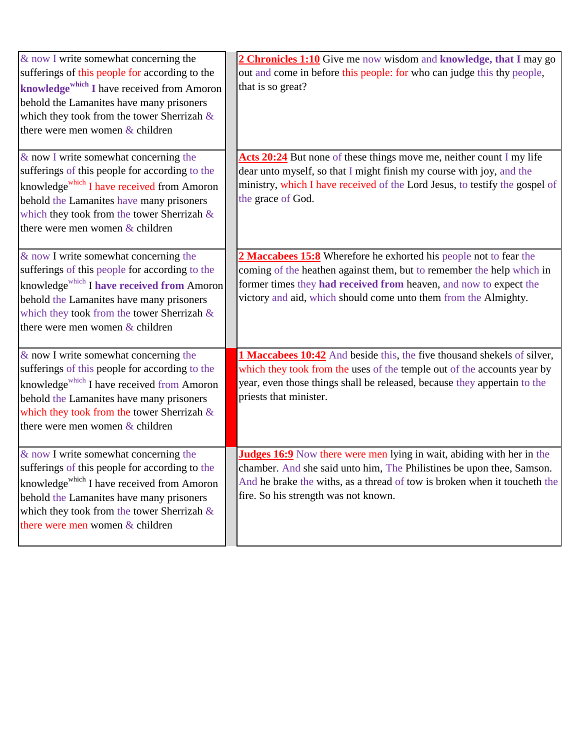| | | |
|---|---|---|
| & now I write somewhat concerning the sufferings of this people for according to the **knowledge**[which] **I** have received from Amoron behold the Lamanites have many prisoners which they took from the tower Sherrizah & there were men women & children | | **2 Chronicles 1:10** Give me now wisdom and **knowledge, that I** may go out and come in before this people: for who can judge this thy people, that is so great? |
| & now I write somewhat concerning the sufferings of this people for according to the knowledge[which] I have received from Amoron behold the Lamanites have many prisoners which they took from the tower Sherrizah & there were men women & children | | **Acts 20:24** But none of these things move me, neither count I my life dear unto myself, so that I might finish my course with joy, and the ministry, which I have received of the Lord Jesus, to testify the gospel of the grace of God. |
| & now I write somewhat concerning the sufferings of this people for according to the knowledge[which] I **have received from** Amoron behold the Lamanites have many prisoners which they took from the tower Sherrizah & there were men women & children | | **2 Maccabees 15:8** Wherefore he exhorted his people not to fear the coming of the heathen against them, but to remember the help which in former times they **had received from** heaven, and now to expect the victory and aid, which should come unto them from the Almighty. |
| & now I write somewhat concerning the sufferings of this people for according to the knowledge[which] I have received from Amoron behold the Lamanites have many prisoners which they took from the tower Sherrizah & there were men women & children | | **1 Maccabees 10:42** And beside this, the five thousand shekels of silver, which they took from the uses of the temple out of the accounts year by year, even those things shall be released, because they appertain to the priests that minister. |
| & now I write somewhat concerning the sufferings of this people for according to the knowledge[which] I have received from Amoron behold the Lamanites have many prisoners which they took from the tower Sherrizah & there were men women & children | | **Judges 16:9** Now there were men lying in wait, abiding with her in the chamber. And she said unto him, The Philistines be upon thee, Samson. And he brake the withs, as a thread of tow is broken when it toucheth the fire. So his strength was not known. |